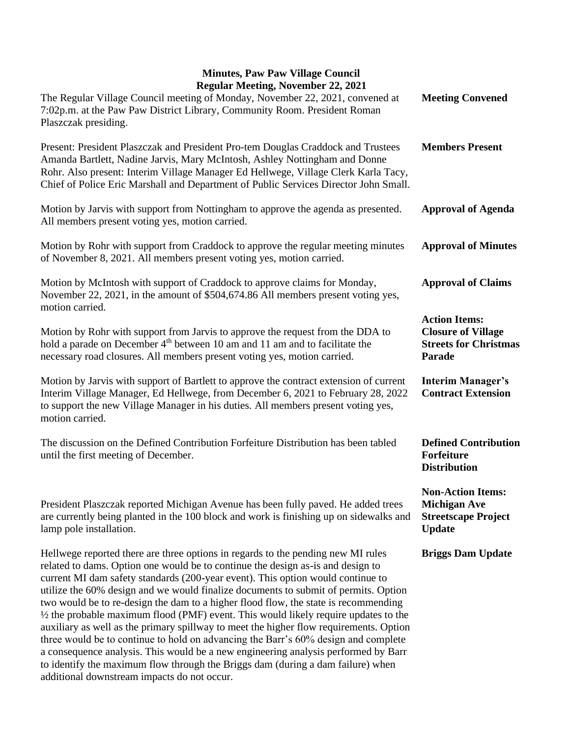# Minutes, Paw Paw Village Council
## Regular Meeting, November 22, 2021

**Meeting Convened**

The Regular Village Council meeting of Monday, November 22, 2021, convened at 7:02p.m. at the Paw Paw District Library, Community Room. President Roman Plaszczak presiding.

**Members Present**

Present: President Plaszczak and President Pro-tem Douglas Craddock and Trustees Amanda Bartlett, Nadine Jarvis, Mary McIntosh, Ashley Nottingham and Donne Rohr. Also present: Interim Village Manager Ed Hellwege, Village Clerk Karla Tacy, Chief of Police Eric Marshall and Department of Public Services Director John Small.

**Approval of Agenda**

Motion by Jarvis with support from Nottingham to approve the agenda as presented. All members present voting yes, motion carried.

**Approval of Minutes**

Motion by Rohr with support from Craddock to approve the regular meeting minutes of November 8, 2021. All members present voting yes, motion carried.

**Approval of Claims**

Motion by McIntosh with support of Craddock to approve claims for Monday, November 22, 2021, in the amount of $504,674.86 All members present voting yes, motion carried.

**Action Items: Closure of Village Streets for Christmas Parade**

Motion by Rohr with support from Jarvis to approve the request from the DDA to hold a parade on December 4th between 10 am and 11 am and to facilitate the necessary road closures. All members present voting yes, motion carried.

**Interim Manager's Contract Extension**

Motion by Jarvis with support of Bartlett to approve the contract extension of current Interim Village Manager, Ed Hellwege, from December 6, 2021 to February 28, 2022 to support the new Village Manager in his duties. All members present voting yes, motion carried.

**Defined Contribution Forfeiture Distribution**

The discussion on the Defined Contribution Forfeiture Distribution has been tabled until the first meeting of December.

**Non-Action Items: Michigan Ave Streetscape Project Update**

President Plaszczak reported Michigan Avenue has been fully paved. He added trees are currently being planted in the 100 block and work is finishing up on sidewalks and lamp pole installation.

**Briggs Dam Update**

Hellwege reported there are three options in regards to the pending new MI rules related to dams. Option one would be to continue the design as-is and design to current MI dam safety standards (200-year event). This option would continue to utilize the 60% design and we would finalize documents to submit of permits. Option two would be to re-design the dam to a higher flood flow, the state is recommending ½ the probable maximum flood (PMF) event. This would likely require updates to the auxiliary as well as the primary spillway to meet the higher flow requirements. Option three would be to continue to hold on advancing the Barr's 60% design and complete a consequence analysis. This would be a new engineering analysis performed by Barr to identify the maximum flow through the Briggs dam (during a dam failure) when additional downstream impacts do not occur.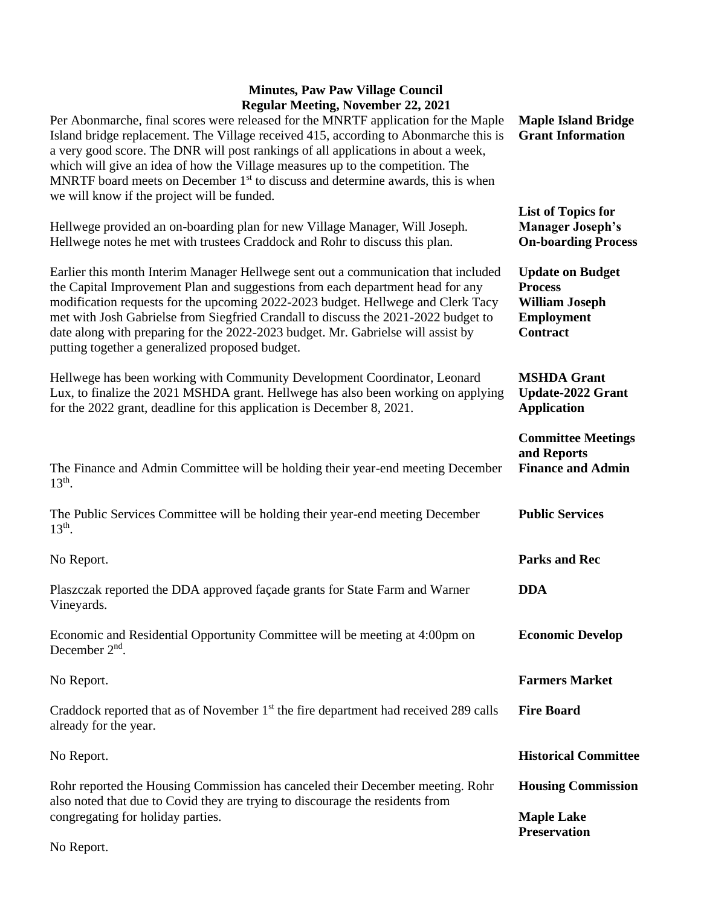**Minutes, Paw Paw Village Council**
**Regular Meeting, November 22, 2021**

**Maple Island Bridge Grant Information**

Per Abonmarche, final scores were released for the MNRTF application for the Maple Island bridge replacement. The Village received 415, according to Abonmarche this is a very good score. The DNR will post rankings of all applications in about a week, which will give an idea of how the Village measures up to the competition. The MNRTF board meets on December 1st to discuss and determine awards, this is when we will know if the project will be funded.

**List of Topics for Manager Joseph's On-boarding Process**

Hellwege provided an on-boarding plan for new Village Manager, Will Joseph. Hellwege notes he met with trustees Craddock and Rohr to discuss this plan.

**Update on Budget Process**
**William Joseph Employment Contract**

Earlier this month Interim Manager Hellwege sent out a communication that included the Capital Improvement Plan and suggestions from each department head for any modification requests for the upcoming 2022-2023 budget. Hellwege and Clerk Tacy met with Josh Gabrielse from Siegfried Crandall to discuss the 2021-2022 budget to date along with preparing for the 2022-2023 budget. Mr. Gabrielse will assist by putting together a generalized proposed budget.

**MSHDA Grant Update-2022 Grant Application**

Hellwege has been working with Community Development Coordinator, Leonard Lux, to finalize the 2021 MSHDA grant. Hellwege has also been working on applying for the 2022 grant, deadline for this application is December 8, 2021.

**Committee Meetings and Reports**

**Finance and Admin**

The Finance and Admin Committee will be holding their year-end meeting December 13th.

**Public Services**

The Public Services Committee will be holding their year-end meeting December 13th.

**Parks and Rec**

No Report.

**DDA**

Plaszczak reported the DDA approved façade grants for State Farm and Warner Vineyards.

**Economic Develop**

Economic and Residential Opportunity Committee will be meeting at 4:00pm on December 2nd.

**Farmers Market**

No Report.

**Fire Board**

Craddock reported that as of November 1st the fire department had received 289 calls already for the year.

**Historical Committee**

No Report.

**Housing Commission**

Rohr reported the Housing Commission has canceled their December meeting. Rohr also noted that due to Covid they are trying to discourage the residents from congregating for holiday parties.

**Maple Lake Preservation**

No Report.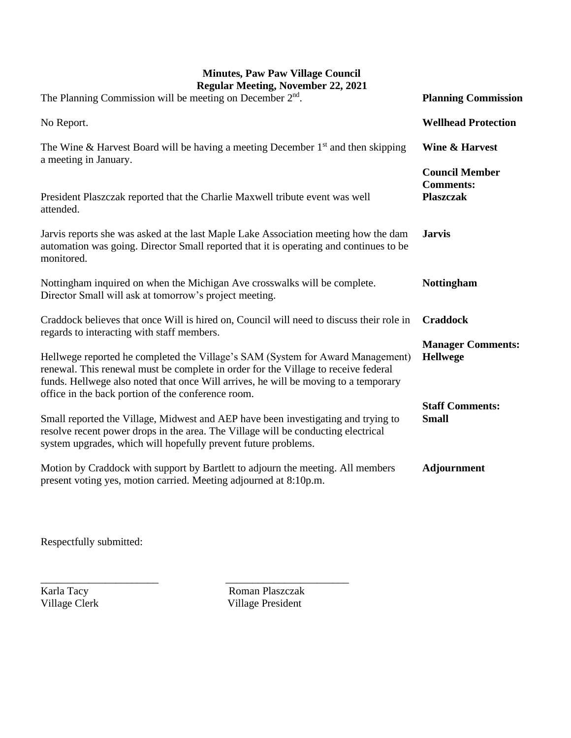**Minutes, Paw Paw Village Council**
**Regular Meeting, November 22, 2021**

**Planning Commission**

The Planning Commission will be meeting on December 2nd.

**Wellhead Protection**

No Report.

**Wine & Harvest**

The Wine & Harvest Board will be having a meeting December 1st and then skipping a meeting in January.

**Council Member Comments:**

**Plaszczak**

President Plaszczak reported that the Charlie Maxwell tribute event was well attended.

**Jarvis**

Jarvis reports she was asked at the last Maple Lake Association meeting how the dam automation was going. Director Small reported that it is operating and continues to be monitored.

**Nottingham**

Nottingham inquired on when the Michigan Ave crosswalks will be complete. Director Small will ask at tomorrow's project meeting.

**Craddock**

Craddock believes that once Will is hired on, Council will need to discuss their role in regards to interacting with staff members.

**Manager Comments:**

**Hellwege**

Hellwege reported he completed the Village's SAM (System for Award Management) renewal. This renewal must be complete in order for the Village to receive federal funds. Hellwege also noted that once Will arrives, he will be moving to a temporary office in the back portion of the conference room.

**Staff Comments:**

**Small**

Small reported the Village, Midwest and AEP have been investigating and trying to resolve recent power drops in the area. The Village will be conducting electrical system upgrades, which will hopefully prevent future problems.

**Adjournment**

Motion by Craddock with support by Bartlett to adjourn the meeting. All members present voting yes, motion carried. Meeting adjourned at 8:10p.m.

Respectfully submitted:

______________________ ______________________

Karla Tacy
Village Clerk

Roman Plaszczak
Village President